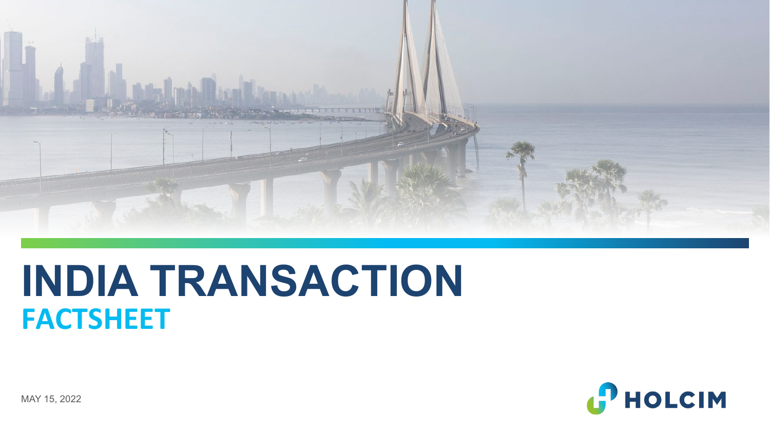# INDIA TRANSACTION

## FACTSHEET

MAY 15, 2022

HOLCIM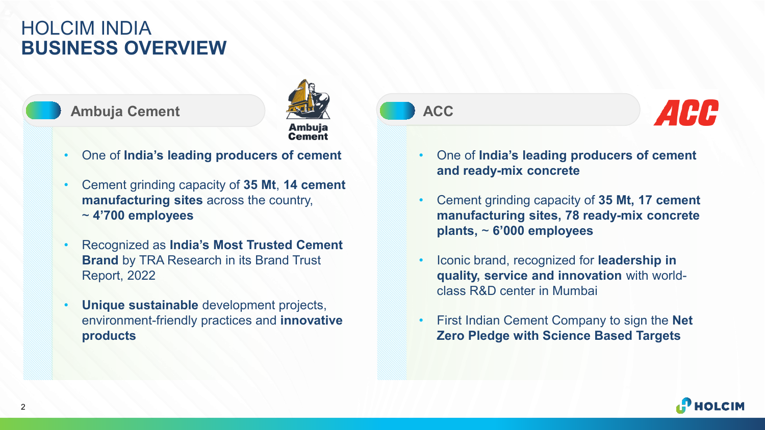# HOLCIM INDIA
# BUSINESS OVERVIEW

## Ambuja Cement

- One of **India's leading producers of cement**
- Cement grinding capacity of **35 Mt**, **14 cement manufacturing sites** across the country, **~ 4'700 employees**
- Recognized as **India's Most Trusted Cement Brand** by TRA Research in its Brand Trust Report, 2022
- **Unique sustainable** development projects, environment-friendly practices and **innovative products**

## ACC

- One of **India's leading producers of cement and ready-mix concrete**
- Cement grinding capacity of **35 Mt, 17 cement manufacturing sites, 78 ready-mix concrete plants, ~ 6'000 employees**
- Iconic brand, recognized for **leadership in quality, service and innovation** with world-class R&D center in Mumbai
- First Indian Cement Company to sign the **Net Zero Pledge with Science Based Targets**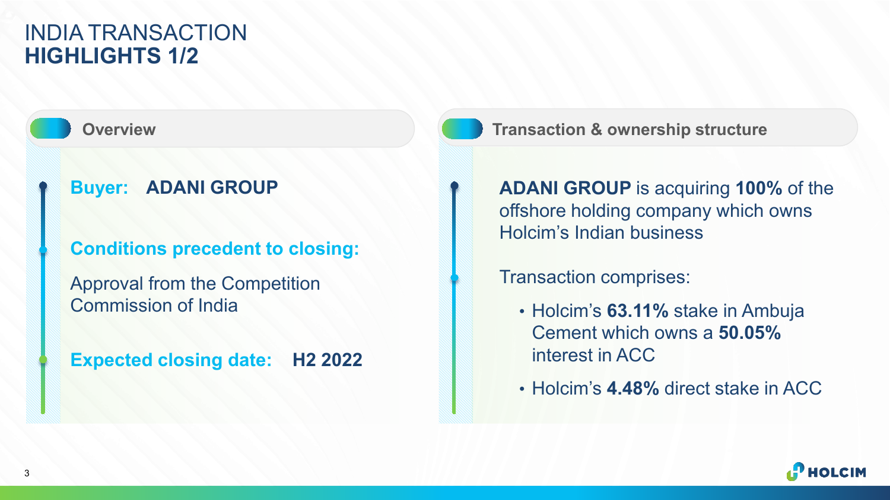# INDIA TRANSACTION
## HIGHLIGHTS 1/2

### Overview

**Buyer:** **ADANI GROUP**

**Conditions precedent to closing:**

Approval from the Competition Commission of India

**Expected closing date:** **H2 2022**

### Transaction & ownership structure

**ADANI GROUP** is acquiring **100%** of the offshore holding company which owns Holcim's Indian business

Transaction comprises:

- Holcim's **63.11%** stake in Ambuja Cement which owns a **50.05%** interest in ACC
- Holcim's **4.48%** direct stake in ACC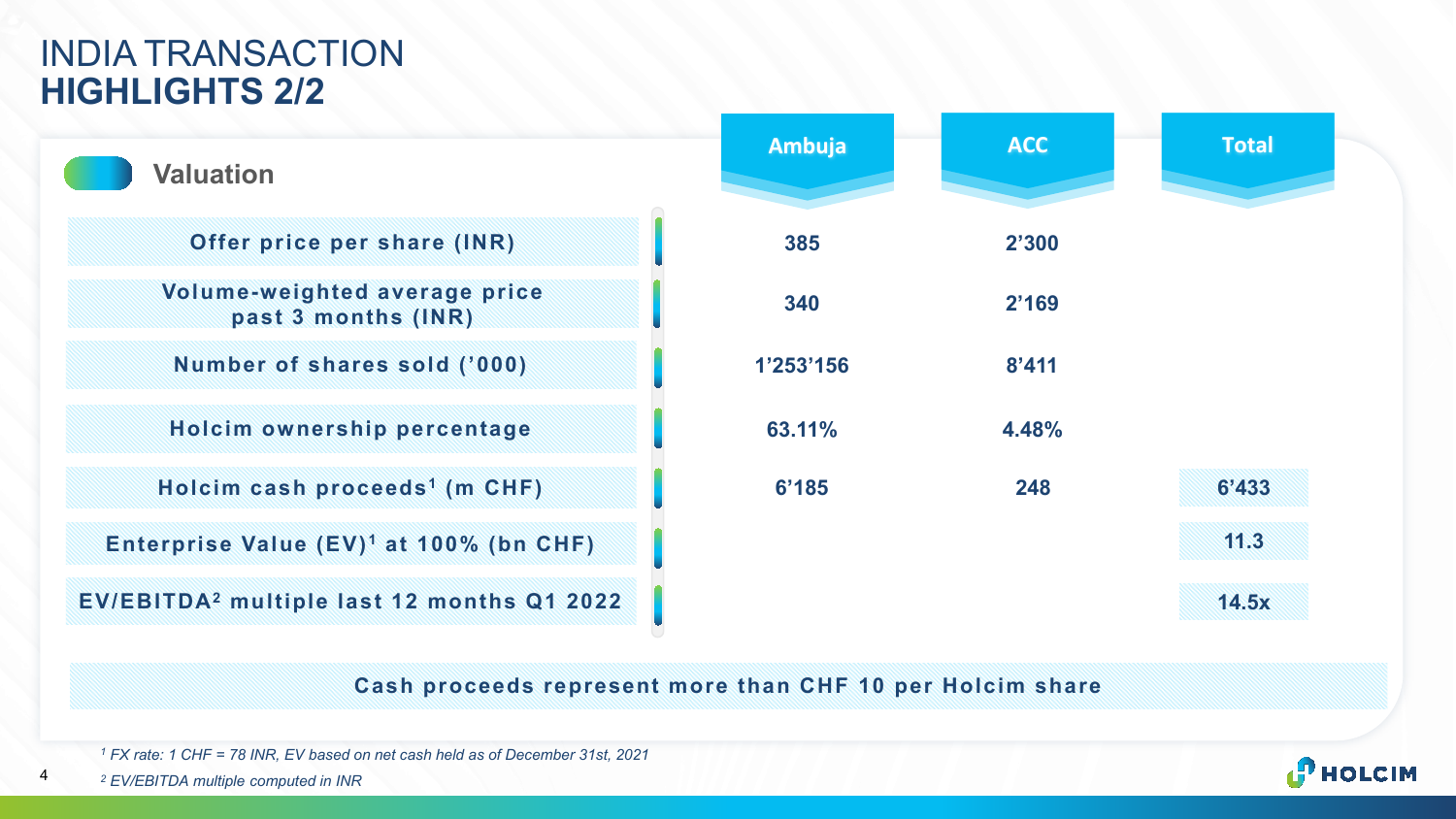# INDIA TRANSACTION
# HIGHLIGHTS 2/2

## Valuation

| | Ambuja | ACC | Total |
|---|---|---|---|
| Offer price per share (INR) | 385 | 2’300 | |
| Volume-weighted average price past 3 months (INR) | 340 | 2’169 | |
| Number of shares sold (’000) | 1’253’156 | 8’411 | |
| Holcim ownership percentage | 63.11% | 4.48% | |
| Holcim cash proceeds[1] (m CHF) | 6’185 | 248 | 6’433 |
| Enterprise Value (EV)[1] at 100% (bn CHF) | | | 11.3 |
| EV/EBITDA[2] multiple last 12 months Q1 2022 | | | 14.5x |

**Cash proceeds represent more than CHF 10 per Holcim share**

*[1] FX rate: 1 CHF = 78 INR, EV based on net cash held as of December 31st, 2021*

*[2] EV/EBITDA multiple computed in INR*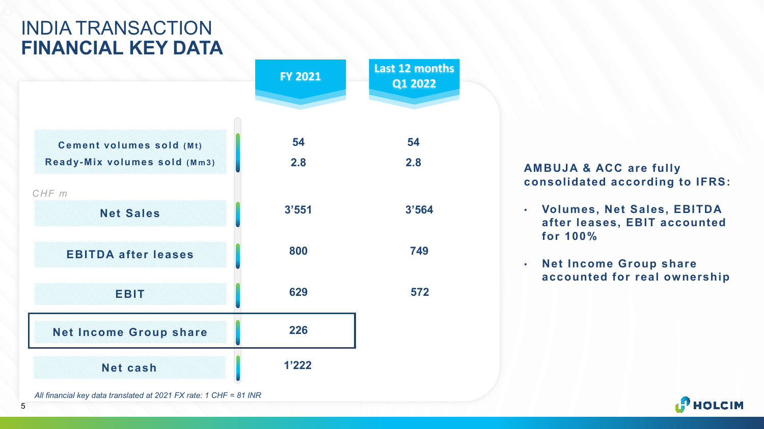# INDIA TRANSACTION
## FINANCIAL KEY DATA

| | FY 2021 | Last 12 months Q1 2022 |
|---|---|---|
| Cement volumes sold (Mt) | 54 | 54 |
| Ready-Mix volumes sold (Mm3) | 2.8 | 2.8 |
| *CHF m* | | |
| Net Sales | 3'551 | 3'564 |
| EBITDA after leases | 800 | 749 |
| EBIT | 629 | 572 |
| **Net Income Group share** | **226** | |
| Net cash | 1'222 | |

*All financial key data translated at 2021 FX rate: 1 CHF = 81 INR*

**AMBUJA & ACC are fully consolidated according to IFRS:**

- **Volumes, Net Sales, EBITDA after leases, EBIT accounted for 100%**
- **Net Income Group share accounted for real ownership**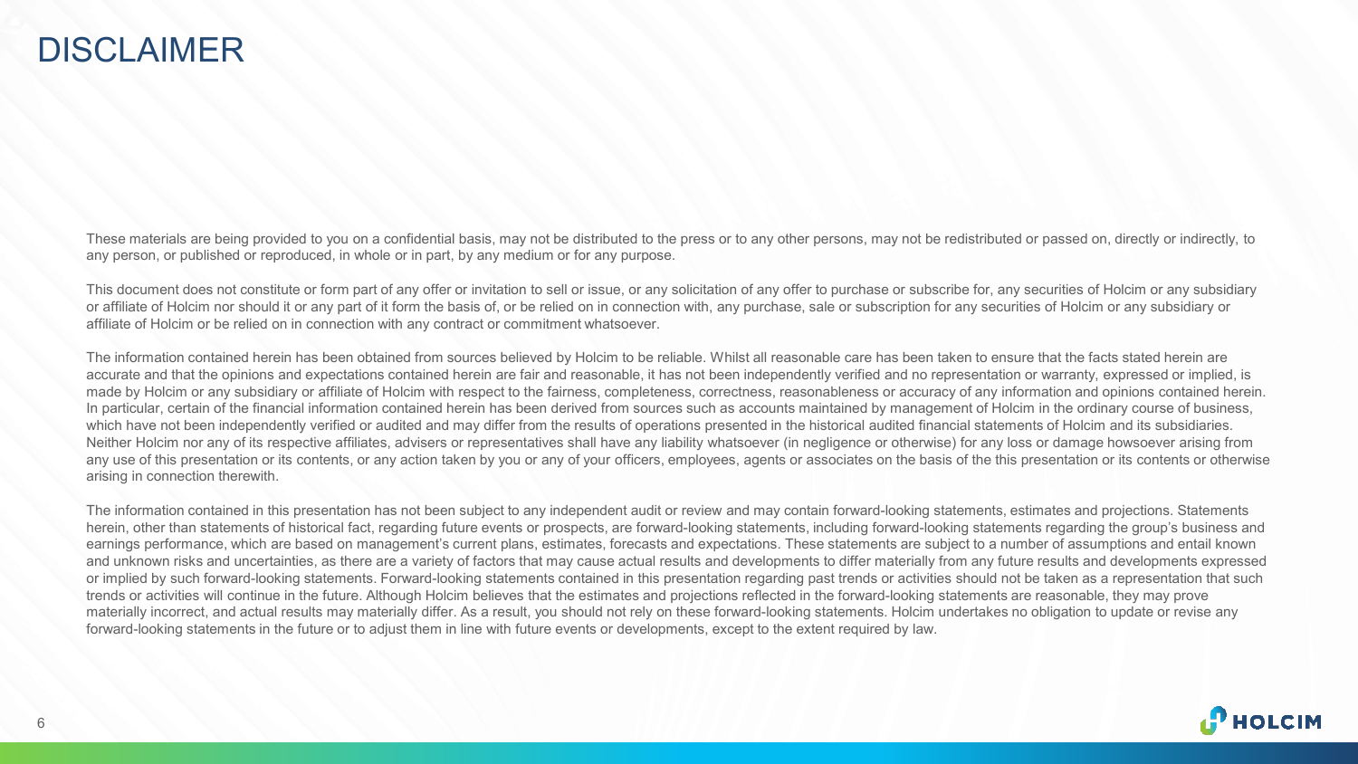# DISCLAIMER

These materials are being provided to you on a confidential basis, may not be distributed to the press or to any other persons, may not be redistributed or passed on, directly or indirectly, to any person, or published or reproduced, in whole or in part, by any medium or for any purpose.

This document does not constitute or form part of any offer or invitation to sell or issue, or any solicitation of any offer to purchase or subscribe for, any securities of Holcim or any subsidiary or affiliate of Holcim nor should it or any part of it form the basis of, or be relied on in connection with, any purchase, sale or subscription for any securities of Holcim or any subsidiary or affiliate of Holcim or be relied on in connection with any contract or commitment whatsoever.

The information contained herein has been obtained from sources believed by Holcim to be reliable. Whilst all reasonable care has been taken to ensure that the facts stated herein are accurate and that the opinions and expectations contained herein are fair and reasonable, it has not been independently verified and no representation or warranty, expressed or implied, is made by Holcim or any subsidiary or affiliate of Holcim with respect to the fairness, completeness, correctness, reasonableness or accuracy of any information and opinions contained herein. In particular, certain of the financial information contained herein has been derived from sources such as accounts maintained by management of Holcim in the ordinary course of business, which have not been independently verified or audited and may differ from the results of operations presented in the historical audited financial statements of Holcim and its subsidiaries. Neither Holcim nor any of its respective affiliates, advisers or representatives shall have any liability whatsoever (in negligence or otherwise) for any loss or damage howsoever arising from any use of this presentation or its contents, or any action taken by you or any of your officers, employees, agents or associates on the basis of the this presentation or its contents or otherwise arising in connection therewith.

The information contained in this presentation has not been subject to any independent audit or review and may contain forward-looking statements, estimates and projections. Statements herein, other than statements of historical fact, regarding future events or prospects, are forward-looking statements, including forward-looking statements regarding the group's business and earnings performance, which are based on management's current plans, estimates, forecasts and expectations. These statements are subject to a number of assumptions and entail known and unknown risks and uncertainties, as there are a variety of factors that may cause actual results and developments to differ materially from any future results and developments expressed or implied by such forward-looking statements. Forward-looking statements contained in this presentation regarding past trends or activities should not be taken as a representation that such trends or activities will continue in the future. Although Holcim believes that the estimates and projections reflected in the forward-looking statements are reasonable, they may prove materially incorrect, and actual results may materially differ. As a result, you should not rely on these forward-looking statements. Holcim undertakes no obligation to update or revise any forward-looking statements in the future or to adjust them in line with future events or developments, except to the extent required by law.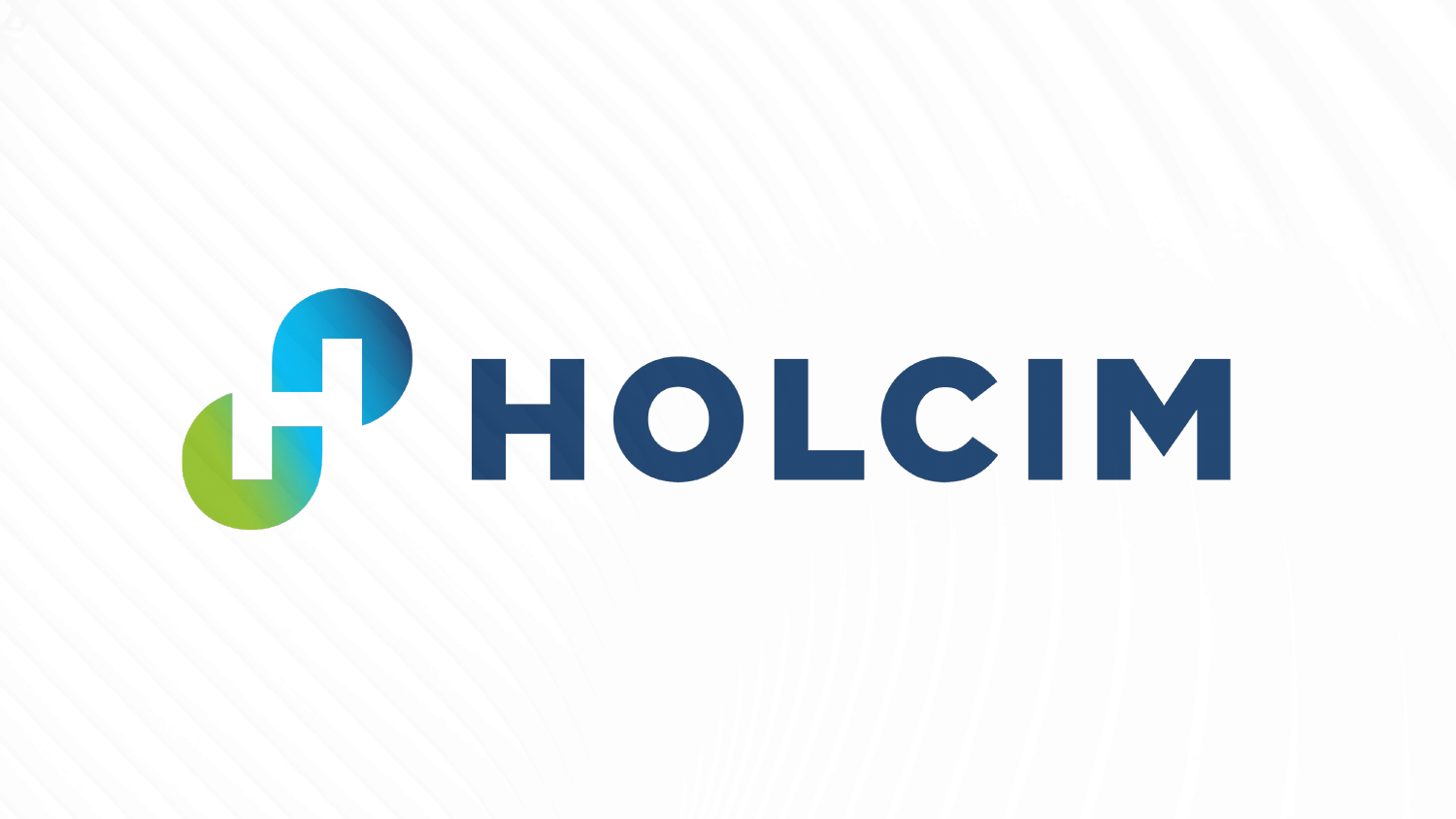HOLCIM